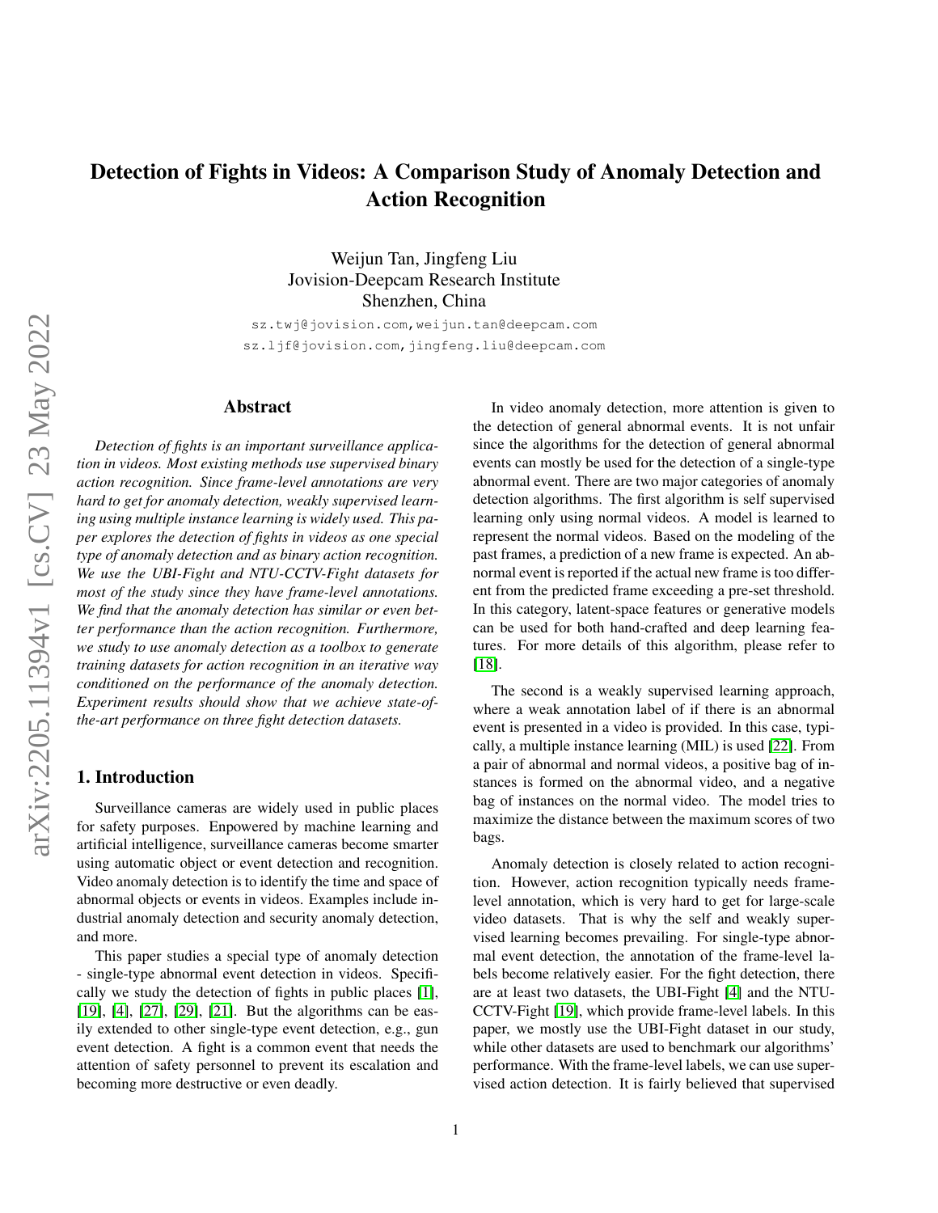# Detection of Fights in Videos: A Comparison Study of Anomaly Detection and Action Recognition

Weijun Tan, Jingfeng Liu
Jovision-Deepcam Research Institute
Shenzhen, China

sz.twj@jovision.com,weijun.tan@deepcam.com
sz.ljf@jovision.com,jingfeng.liu@deepcam.com

## Abstract

*Detection of fights is an important surveillance application in videos. Most existing methods use supervised binary action recognition. Since frame-level annotations are very hard to get for anomaly detection, weakly supervised learning using multiple instance learning is widely used. This paper explores the detection of fights in videos as one special type of anomaly detection and as binary action recognition. We use the UBI-Fight and NTU-CCTV-Fight datasets for most of the study since they have frame-level annotations. We find that the anomaly detection has similar or even better performance than the action recognition. Furthermore, we study to use anomaly detection as a toolbox to generate training datasets for action recognition in an iterative way conditioned on the performance of the anomaly detection. Experiment results should show that we achieve state-of-the-art performance on three fight detection datasets.*

## 1. Introduction

Surveillance cameras are widely used in public places for safety purposes. Enpowered by machine learning and artificial intelligence, surveillance cameras become smarter using automatic object or event detection and recognition. Video anomaly detection is to identify the time and space of abnormal objects or events in videos. Examples include industrial anomaly detection and security anomaly detection, and more.

This paper studies a special type of anomaly detection - single-type abnormal event detection in videos. Specifically we study the detection of fights in public places [1], [19], [4], [27], [29], [21]. But the algorithms can be easily extended to other single-type event detection, e.g., gun event detection. A fight is a common event that needs the attention of safety personnel to prevent its escalation and becoming more destructive or even deadly.

In video anomaly detection, more attention is given to the detection of general abnormal events. It is not unfair since the algorithms for the detection of general abnormal events can mostly be used for the detection of a single-type abnormal event. There are two major categories of anomaly detection algorithms. The first algorithm is self supervised learning only using normal videos. A model is learned to represent the normal videos. Based on the modeling of the past frames, a prediction of a new frame is expected. An abnormal event is reported if the actual new frame is too different from the predicted frame exceeding a pre-set threshold. In this category, latent-space features or generative models can be used for both hand-crafted and deep learning features. For more details of this algorithm, please refer to [18].

The second is a weakly supervised learning approach, where a weak annotation label of if there is an abnormal event is presented in a video is provided. In this case, typically, a multiple instance learning (MIL) is used [22]. From a pair of abnormal and normal videos, a positive bag of instances is formed on the abnormal video, and a negative bag of instances on the normal video. The model tries to maximize the distance between the maximum scores of two bags.

Anomaly detection is closely related to action recognition. However, action recognition typically needs frame-level annotation, which is very hard to get for large-scale video datasets. That is why the self and weakly supervised learning becomes prevailing. For single-type abnormal event detection, the annotation of the frame-level labels become relatively easier. For the fight detection, there are at least two datasets, the UBI-Fight [4] and the NTU-CCTV-Fight [19], which provide frame-level labels. In this paper, we mostly use the UBI-Fight dataset in our study, while other datasets are used to benchmark our algorithms' performance. With the frame-level labels, we can use supervised action detection. It is fairly believed that supervised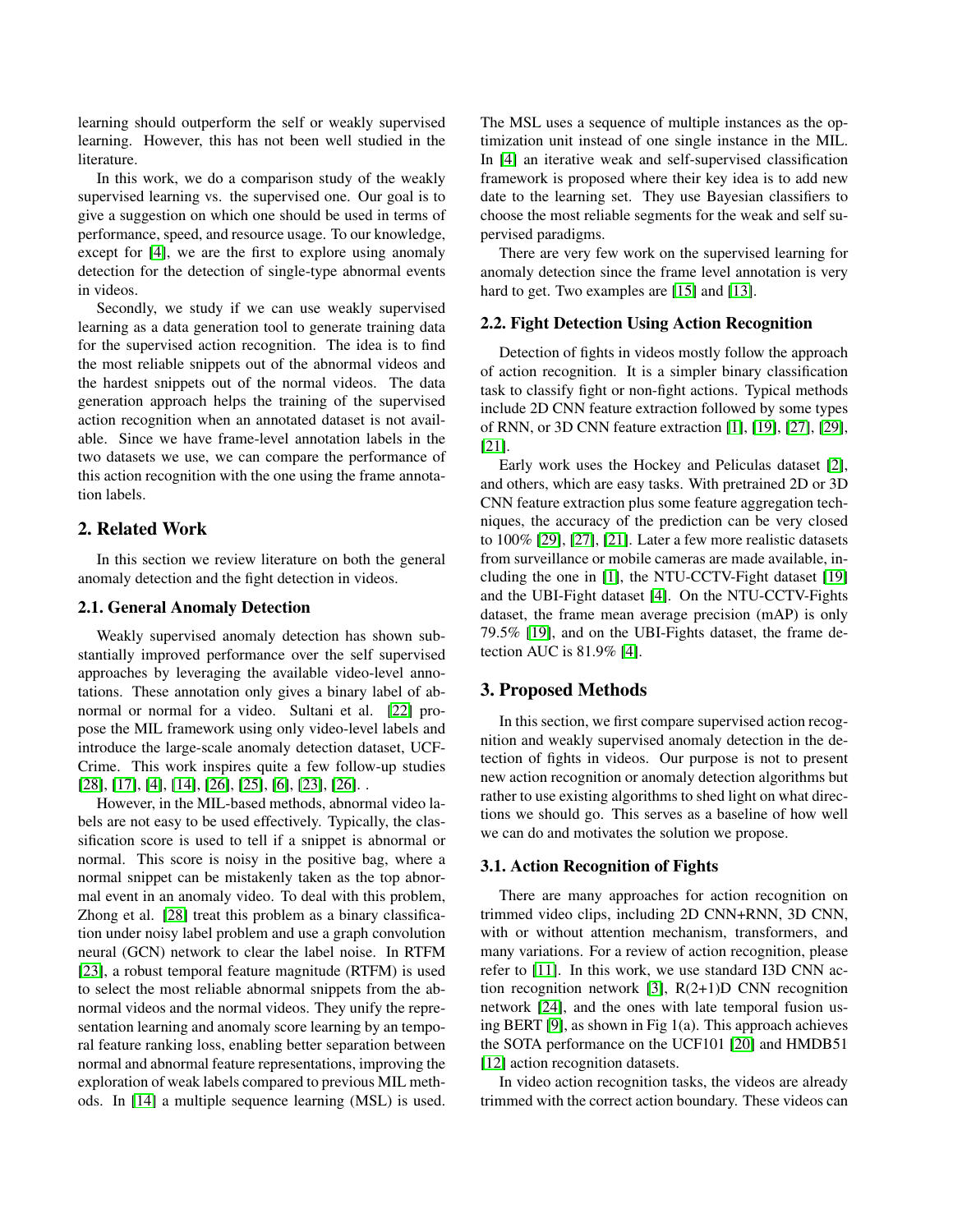learning should outperform the self or weakly supervised learning. However, this has not been well studied in the literature.

In this work, we do a comparison study of the weakly supervised learning vs. the supervised one. Our goal is to give a suggestion on which one should be used in terms of performance, speed, and resource usage. To our knowledge, except for [4], we are the first to explore using anomaly detection for the detection of single-type abnormal events in videos.

Secondly, we study if we can use weakly supervised learning as a data generation tool to generate training data for the supervised action recognition. The idea is to find the most reliable snippets out of the abnormal videos and the hardest snippets out of the normal videos. The data generation approach helps the training of the supervised action recognition when an annotated dataset is not available. Since we have frame-level annotation labels in the two datasets we use, we can compare the performance of this action recognition with the one using the frame annotation labels.

## 2. Related Work

In this section we review literature on both the general anomaly detection and the fight detection in videos.

### 2.1. General Anomaly Detection

Weakly supervised anomaly detection has shown substantially improved performance over the self supervised approaches by leveraging the available video-level annotations. These annotation only gives a binary label of abnormal or normal for a video. Sultani et al. [22] propose the MIL framework using only video-level labels and introduce the large-scale anomaly detection dataset, UCF-Crime. This work inspires quite a few follow-up studies [28], [17], [4], [14], [26], [25], [6], [23], [26]. .

However, in the MIL-based methods, abnormal video labels are not easy to be used effectively. Typically, the classification score is used to tell if a snippet is abnormal or normal. This score is noisy in the positive bag, where a normal snippet can be mistakenly taken as the top abnormal event in an anomaly video. To deal with this problem, Zhong et al. [28] treat this problem as a binary classification under noisy label problem and use a graph convolution neural (GCN) network to clear the label noise. In RTFM [23], a robust temporal feature magnitude (RTFM) is used to select the most reliable abnormal snippets from the abnormal videos and the normal videos. They unify the representation learning and anomaly score learning by an temporal feature ranking loss, enabling better separation between normal and abnormal feature representations, improving the exploration of weak labels compared to previous MIL methods. In [14] a multiple sequence learning (MSL) is used. The MSL uses a sequence of multiple instances as the optimization unit instead of one single instance in the MIL. In [4] an iterative weak and self-supervised classification framework is proposed where their key idea is to add new date to the learning set. They use Bayesian classifiers to choose the most reliable segments for the weak and self supervised paradigms.

There are very few work on the supervised learning for anomaly detection since the frame level annotation is very hard to get. Two examples are [15] and [13].

### 2.2. Fight Detection Using Action Recognition

Detection of fights in videos mostly follow the approach of action recognition. It is a simpler binary classification task to classify fight or non-fight actions. Typical methods include 2D CNN feature extraction followed by some types of RNN, or 3D CNN feature extraction [1], [19], [27], [29], [21].

Early work uses the Hockey and Peliculas dataset [2], and others, which are easy tasks. With pretrained 2D or 3D CNN feature extraction plus some feature aggregation techniques, the accuracy of the prediction can be very closed to 100% [29], [27], [21]. Later a few more realistic datasets from surveillance or mobile cameras are made available, including the one in [1], the NTU-CCTV-Fight dataset [19] and the UBI-Fight dataset [4]. On the NTU-CCTV-Fights dataset, the frame mean average precision (mAP) is only 79.5% [19], and on the UBI-Fights dataset, the frame detection AUC is 81.9% [4].

## 3. Proposed Methods

In this section, we first compare supervised action recognition and weakly supervised anomaly detection in the detection of fights in videos. Our purpose is not to present new action recognition or anomaly detection algorithms but rather to use existing algorithms to shed light on what directions we should go. This serves as a baseline of how well we can do and motivates the solution we propose.

### 3.1. Action Recognition of Fights

There are many approaches for action recognition on trimmed video clips, including 2D CNN+RNN, 3D CNN, with or without attention mechanism, transformers, and many variations. For a review of action recognition, please refer to [11]. In this work, we use standard I3D CNN action recognition network [3], R(2+1)D CNN recognition network [24], and the ones with late temporal fusion using BERT [9], as shown in Fig 1(a). This approach achieves the SOTA performance on the UCF101 [20] and HMDB51 [12] action recognition datasets.

In video action recognition tasks, the videos are already trimmed with the correct action boundary. These videos can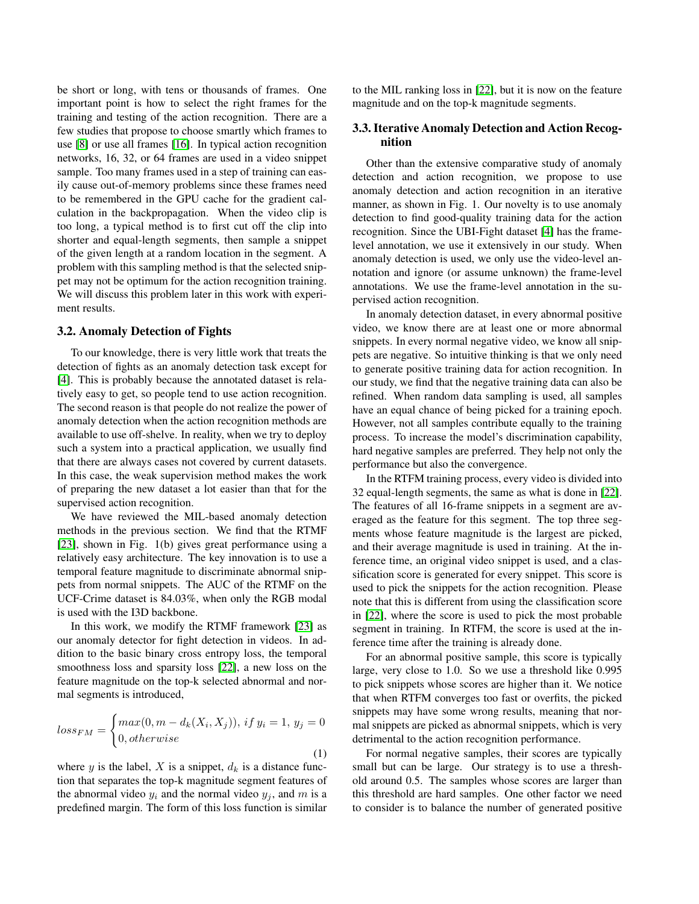be short or long, with tens or thousands of frames. One important point is how to select the right frames for the training and testing of the action recognition. There are a few studies that propose to choose smartly which frames to use [8] or use all frames [16]. In typical action recognition networks, 16, 32, or 64 frames are used in a video snippet sample. Too many frames used in a step of training can easily cause out-of-memory problems since these frames need to be remembered in the GPU cache for the gradient calculation in the backpropagation. When the video clip is too long, a typical method is to first cut off the clip into shorter and equal-length segments, then sample a snippet of the given length at a random location in the segment. A problem with this sampling method is that the selected snippet may not be optimum for the action recognition training. We will discuss this problem later in this work with experiment results.

### 3.2. Anomaly Detection of Fights

To our knowledge, there is very little work that treats the detection of fights as an anomaly detection task except for [4]. This is probably because the annotated dataset is relatively easy to get, so people tend to use action recognition. The second reason is that people do not realize the power of anomaly detection when the action recognition methods are available to use off-shelve. In reality, when we try to deploy such a system into a practical application, we usually find that there are always cases not covered by current datasets. In this case, the weak supervision method makes the work of preparing the new dataset a lot easier than that for the supervised action recognition.

We have reviewed the MIL-based anomaly detection methods in the previous section. We find that the RTMF [23], shown in Fig. 1(b) gives great performance using a relatively easy architecture. The key innovation is to use a temporal feature magnitude to discriminate abnormal snippets from normal snippets. The AUC of the RTMF on the UCF-Crime dataset is 84.03%, when only the RGB modal is used with the I3D backbone.

In this work, we modify the RTMF framework [23] as our anomaly detector for fight detection in videos. In addition to the basic binary cross entropy loss, the temporal smoothness loss and sparsity loss [22], a new loss on the feature magnitude on the top-k selected abnormal and normal segments is introduced,

$$loss_{FM} = \begin{cases} max(0, m - d_k(X_i, X_j)), \; if \; y_i = 1, \; y_j = 0 \\ 0, otherwise \end{cases} \tag{1}$$

where $y$ is the label, $X$ is a snippet, $d_k$ is a distance function that separates the top-k magnitude segment features of the abnormal video $y_i$ and the normal video $y_j$, and $m$ is a predefined margin. The form of this loss function is similar to the MIL ranking loss in [22], but it is now on the feature magnitude and on the top-k magnitude segments.

### 3.3. Iterative Anomaly Detection and Action Recognition

Other than the extensive comparative study of anomaly detection and action recognition, we propose to use anomaly detection and action recognition in an iterative manner, as shown in Fig. 1. Our novelty is to use anomaly detection to find good-quality training data for the action recognition. Since the UBI-Fight dataset [4] has the frame-level annotation, we use it extensively in our study. When anomaly detection is used, we only use the video-level annotation and ignore (or assume unknown) the frame-level annotations. We use the frame-level annotation in the supervised action recognition.

In anomaly detection dataset, in every abnormal positive video, we know there are at least one or more abnormal snippets. In every normal negative video, we know all snippets are negative. So intuitive thinking is that we only need to generate positive training data for action recognition. In our study, we find that the negative training data can also be refined. When random data sampling is used, all samples have an equal chance of being picked for a training epoch. However, not all samples contribute equally to the training process. To increase the model's discrimination capability, hard negative samples are preferred. They help not only the performance but also the convergence.

In the RTFM training process, every video is divided into 32 equal-length segments, the same as what is done in [22]. The features of all 16-frame snippets in a segment are averaged as the feature for this segment. The top three segments whose feature magnitude is the largest are picked, and their average magnitude is used in training. At the inference time, an original video snippet is used, and a classification score is generated for every snippet. This score is used to pick the snippets for the action recognition. Please note that this is different from using the classification score in [22], where the score is used to pick the most probable segment in training. In RTFM, the score is used at the inference time after the training is already done.

For an abnormal positive sample, this score is typically large, very close to 1.0. So we use a threshold like 0.995 to pick snippets whose scores are higher than it. We notice that when RTFM converges too fast or overfits, the picked snippets may have some wrong results, meaning that normal snippets are picked as abnormal snippets, which is very detrimental to the action recognition performance.

For normal negative samples, their scores are typically small but can be large. Our strategy is to use a threshold around 0.5. The samples whose scores are larger than this threshold are hard samples. One other factor we need to consider is to balance the number of generated positive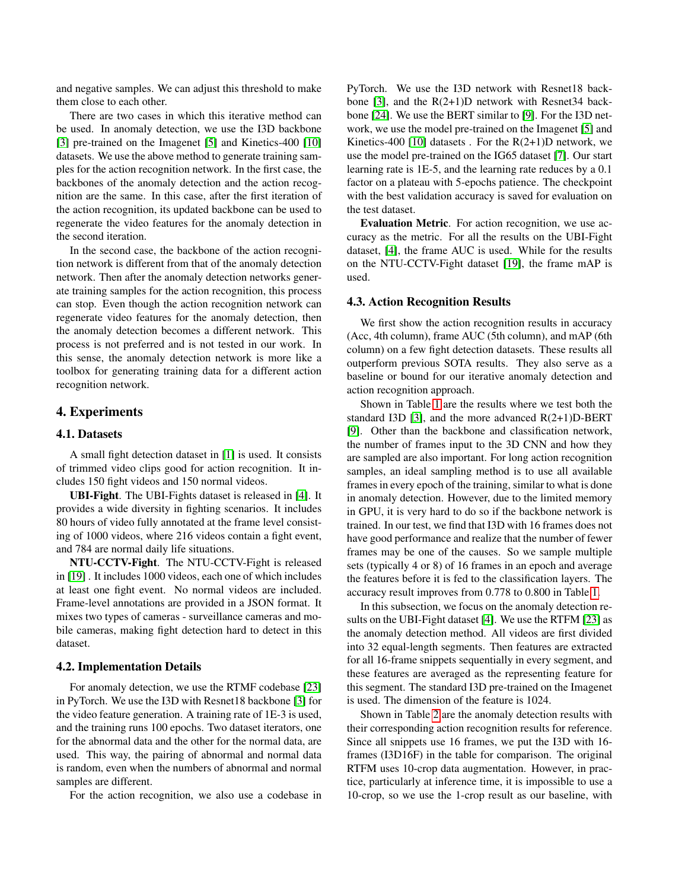and negative samples. We can adjust this threshold to make them close to each other.

There are two cases in which this iterative method can be used. In anomaly detection, we use the I3D backbone [3] pre-trained on the Imagenet [5] and Kinetics-400 [10] datasets. We use the above method to generate training samples for the action recognition network. In the first case, the backbones of the anomaly detection and the action recognition are the same. In this case, after the first iteration of the action recognition, its updated backbone can be used to regenerate the video features for the anomaly detection in the second iteration.

In the second case, the backbone of the action recognition network is different from that of the anomaly detection network. Then after the anomaly detection networks generate training samples for the action recognition, this process can stop. Even though the action recognition network can regenerate video features for the anomaly detection, then the anomaly detection becomes a different network. This process is not preferred and is not tested in our work. In this sense, the anomaly detection network is more like a toolbox for generating training data for a different action recognition network.

# 4. Experiments

## 4.1. Datasets

A small fight detection dataset in [1] is used. It consists of trimmed video clips good for action recognition. It includes 150 fight videos and 150 normal videos.

**UBI-Fight**. The UBI-Fights dataset is released in [4]. It provides a wide diversity in fighting scenarios. It includes 80 hours of video fully annotated at the frame level consisting of 1000 videos, where 216 videos contain a fight event, and 784 are normal daily life situations.

**NTU-CCTV-Fight**. The NTU-CCTV-Fight is released in [19] . It includes 1000 videos, each one of which includes at least one fight event. No normal videos are included. Frame-level annotations are provided in a JSON format. It mixes two types of cameras - surveillance cameras and mobile cameras, making fight detection hard to detect in this dataset.

## 4.2. Implementation Details

For anomaly detection, we use the RTMF codebase [23] in PyTorch. We use the I3D with Resnet18 backbone [3] for the video feature generation. A training rate of 1E-3 is used, and the training runs 100 epochs. Two dataset iterators, one for the abnormal data and the other for the normal data, are used. This way, the pairing of abnormal and normal data is random, even when the numbers of abnormal and normal samples are different.

For the action recognition, we also use a codebase in PyTorch. We use the I3D network with Resnet18 backbone [3], and the R(2+1)D network with Resnet34 backbone [24]. We use the BERT similar to [9]. For the I3D network, we use the model pre-trained on the Imagenet [5] and Kinetics-400 [10] datasets . For the R(2+1)D network, we use the model pre-trained on the IG65 dataset [7]. Our start learning rate is 1E-5, and the learning rate reduces by a 0.1 factor on a plateau with 5-epochs patience. The checkpoint with the best validation accuracy is saved for evaluation on the test dataset.

**Evaluation Metric**. For action recognition, we use accuracy as the metric. For all the results on the UBI-Fight dataset, [4], the frame AUC is used. While for the results on the NTU-CCTV-Fight dataset [19], the frame mAP is used.

## 4.3. Action Recognition Results

We first show the action recognition results in accuracy (Acc, 4th column), frame AUC (5th column), and mAP (6th column) on a few fight detection datasets. These results all outperform previous SOTA results. They also serve as a baseline or bound for our iterative anomaly detection and action recognition approach.

Shown in Table 1 are the results where we test both the standard I3D [3], and the more advanced R(2+1)D-BERT [9]. Other than the backbone and classification network, the number of frames input to the 3D CNN and how they are sampled are also important. For long action recognition samples, an ideal sampling method is to use all available frames in every epoch of the training, similar to what is done in anomaly detection. However, due to the limited memory in GPU, it is very hard to do so if the backbone network is trained. In our test, we find that I3D with 16 frames does not have good performance and realize that the number of fewer frames may be one of the causes. So we sample multiple sets (typically 4 or 8) of 16 frames in an epoch and average the features before it is fed to the classification layers. The accuracy result improves from 0.778 to 0.800 in Table 1.

In this subsection, we focus on the anomaly detection results on the UBI-Fight dataset [4]. We use the RTFM [23] as the anomaly detection method. All videos are first divided into 32 equal-length segments. Then features are extracted for all 16-frame snippets sequentially in every segment, and these features are averaged as the representing feature for this segment. The standard I3D pre-trained on the Imagenet is used. The dimension of the feature is 1024.

Shown in Table 2 are the anomaly detection results with their corresponding action recognition results for reference. Since all snippets use 16 frames, we put the I3D with 16-frames (I3D16F) in the table for comparison. The original RTFM uses 10-crop data augmentation. However, in practice, particularly at inference time, it is impossible to use a 10-crop, so we use the 1-crop result as our baseline, with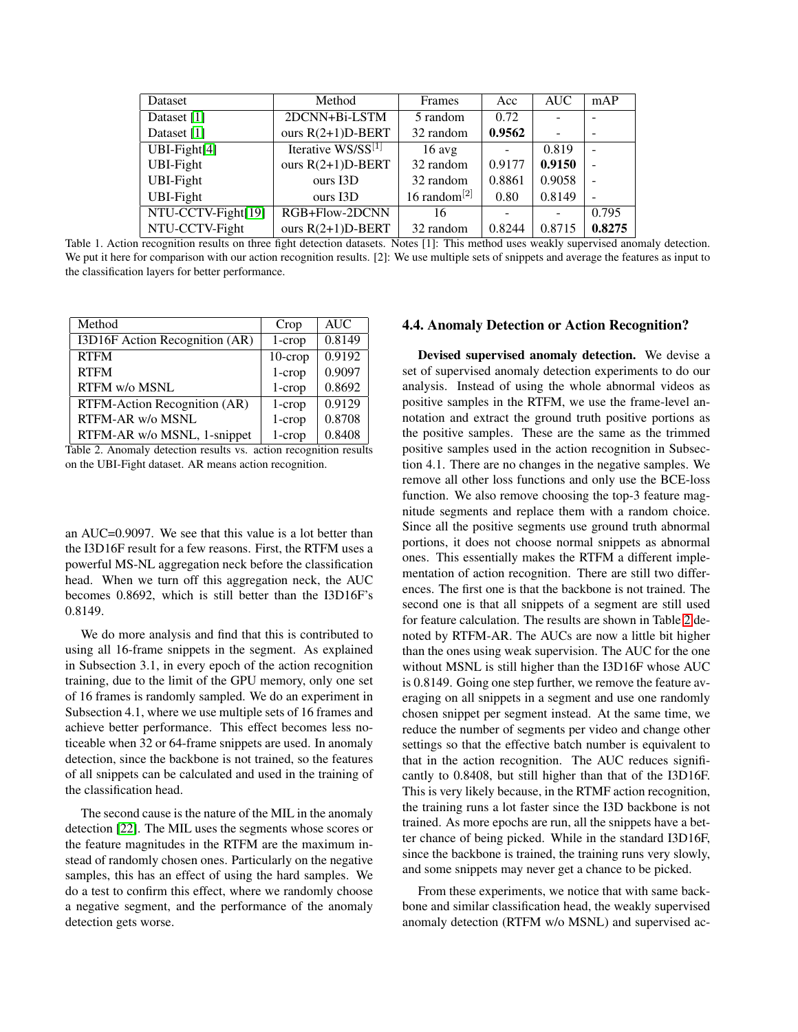| Dataset | Method | Frames | Acc | AUC | mAP |
|---|---|---|---|---|---|
| Dataset [1] | 2DCNN+Bi-LSTM | 5 random | 0.72 | - | - |
| Dataset [1] | ours R(2+1)D-BERT | 32 random | **0.9562** | - | - |
| UBI-Fight[4] | Iterative WS/SS[1] | 16 avg | - | 0.819 | - |
| UBI-Fight | ours R(2+1)D-BERT | 32 random | 0.9177 | **0.9150** | - |
| UBI-Fight | ours I3D | 32 random | 0.8861 | 0.9058 | - |
| UBI-Fight | ours I3D | 16 random[2] | 0.80 | 0.8149 | - |
| NTU-CCTV-Fight[19] | RGB+Flow-2DCNN | 16 | - | - | 0.795 |
| NTU-CCTV-Fight | ours R(2+1)D-BERT | 32 random | 0.8244 | 0.8715 | **0.8275** |

Table 1. Action recognition results on three fight detection datasets. Notes [1]: This method uses weakly supervised anomaly detection. We put it here for comparison with our action recognition results. [2]: We use multiple sets of snippets and average the features as input to the classification layers for better performance.

| Method | Crop | AUC |
|---|---|---|
| I3D16F Action Recognition (AR) | 1-crop | 0.8149 |
| RTFM | 10-crop | 0.9192 |
| RTFM | 1-crop | 0.9097 |
| RTFM w/o MSNL | 1-crop | 0.8692 |
| RTFM-Action Recognition (AR) | 1-crop | 0.9129 |
| RTFM-AR w/o MSNL | 1-crop | 0.8708 |
| RTFM-AR w/o MSNL, 1-snippet | 1-crop | 0.8408 |

Table 2. Anomaly detection results vs. action recognition results on the UBI-Fight dataset. AR means action recognition.

an AUC=0.9097. We see that this value is a lot better than the I3D16F result for a few reasons. First, the RTFM uses a powerful MS-NL aggregation neck before the classification head. When we turn off this aggregation neck, the AUC becomes 0.8692, which is still better than the I3D16F's 0.8149.

We do more analysis and find that this is contributed to using all 16-frame snippets in the segment. As explained in Subsection 3.1, in every epoch of the action recognition training, due to the limit of the GPU memory, only one set of 16 frames is randomly sampled. We do an experiment in Subsection 4.1, where we use multiple sets of 16 frames and achieve better performance. This effect becomes less noticeable when 32 or 64-frame snippets are used. In anomaly detection, since the backbone is not trained, so the features of all snippets can be calculated and used in the training of the classification head.

The second cause is the nature of the MIL in the anomaly detection [22]. The MIL uses the segments whose scores or the feature magnitudes in the RTFM are the maximum instead of randomly chosen ones. Particularly on the negative samples, this has an effect of using the hard samples. We do a test to confirm this effect, where we randomly choose a negative segment, and the performance of the anomaly detection gets worse.

### 4.4. Anomaly Detection or Action Recognition?

**Devised supervised anomaly detection.** We devise a set of supervised anomaly detection experiments to do our analysis. Instead of using the whole abnormal videos as positive samples in the RTFM, we use the frame-level annotation and extract the ground truth positive portions as the positive samples. These are the same as the trimmed positive samples used in the action recognition in Subsection 4.1. There are no changes in the negative samples. We remove all other loss functions and only use the BCE-loss function. We also remove choosing the top-3 feature magnitude segments and replace them with a random choice. Since all the positive segments use ground truth abnormal portions, it does not choose normal snippets as abnormal ones. This essentially makes the RTFM a different implementation of action recognition. There are still two differences. The first one is that the backbone is not trained. The second one is that all snippets of a segment are still used for feature calculation. The results are shown in Table 2 denoted by RTFM-AR. The AUCs are now a little bit higher than the ones using weak supervision. The AUC for the one without MSNL is still higher than the I3D16F whose AUC is 0.8149. Going one step further, we remove the feature averaging on all snippets in a segment and use one randomly chosen snippet per segment instead. At the same time, we reduce the number of segments per video and change other settings so that the effective batch number is equivalent to that in the action recognition. The AUC reduces significantly to 0.8408, but still higher than that of the I3D16F. This is very likely because, in the RTMF action recognition, the training runs a lot faster since the I3D backbone is not trained. As more epochs are run, all the snippets have a better chance of being picked. While in the standard I3D16F, since the backbone is trained, the training runs very slowly, and some snippets may never get a chance to be picked.

From these experiments, we notice that with same backbone and similar classification head, the weakly supervised anomaly detection (RTFM w/o MSNL) and supervised ac-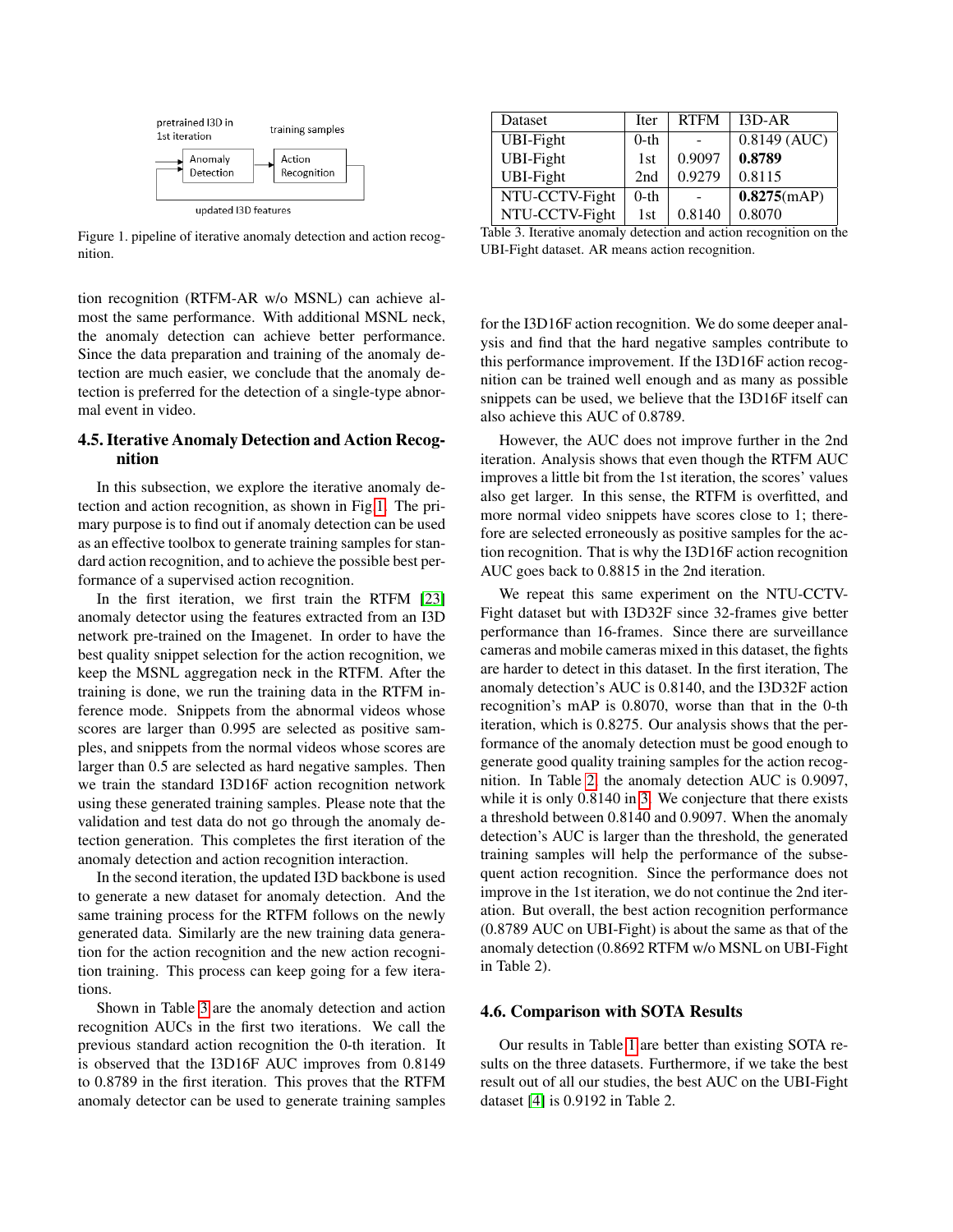pretrained I3D in 1st iteration

training samples

Anomaly Detection

Action Recognition

updated I3D features

Figure 1. pipeline of iterative anomaly detection and action recognition.

tion recognition (RTFM-AR w/o MSNL) can achieve almost the same performance. With additional MSNL neck, the anomaly detection can achieve better performance. Since the data preparation and training of the anomaly detection are much easier, we conclude that the anomaly detection is preferred for the detection of a single-type abnormal event in video.

### 4.5. Iterative Anomaly Detection and Action Recognition

In this subsection, we explore the iterative anomaly detection and action recognition, as shown in Fig 1. The primary purpose is to find out if anomaly detection can be used as an effective toolbox to generate training samples for standard action recognition, and to achieve the possible best performance of a supervised action recognition.

In the first iteration, we first train the RTFM [23] anomaly detector using the features extracted from an I3D network pre-trained on the Imagenet. In order to have the best quality snippet selection for the action recognition, we keep the MSNL aggregation neck in the RTFM. After the training is done, we run the training data in the RTFM inference mode. Snippets from the abnormal videos whose scores are larger than 0.995 are selected as positive samples, and snippets from the normal videos whose scores are larger than 0.5 are selected as hard negative samples. Then we train the standard I3D16F action recognition network using these generated training samples. Please note that the validation and test data do not go through the anomaly detection generation. This completes the first iteration of the anomaly detection and action recognition interaction.

In the second iteration, the updated I3D backbone is used to generate a new dataset for anomaly detection. And the same training process for the RTFM follows on the newly generated data. Similarly are the new training data generation for the action recognition and the new action recognition training. This process can keep going for a few iterations.

Shown in Table 3 are the anomaly detection and action recognition AUCs in the first two iterations. We call the previous standard action recognition the 0-th iteration. It is observed that the I3D16F AUC improves from 0.8149 to 0.8789 in the first iteration. This proves that the RTFM anomaly detector can be used to generate training samples for the I3D16F action recognition. We do some deeper analysis and find that the hard negative samples contribute to this performance improvement. If the I3D16F action recognition can be trained well enough and as many as possible snippets can be used, we believe that the I3D16F itself can also achieve this AUC of 0.8789.

| Dataset | Iter | RTFM | I3D-AR |
|---|---|---|---|
| UBI-Fight | 0-th | - | 0.8149 (AUC) |
| UBI-Fight | 1st | 0.9097 | **0.8789** |
| UBI-Fight | 2nd | 0.9279 | 0.8115 |
| NTU-CCTV-Fight | 0-th | - | **0.8275**(mAP) |
| NTU-CCTV-Fight | 1st | 0.8140 | 0.8070 |

Table 3. Iterative anomaly detection and action recognition on the UBI-Fight dataset. AR means action recognition.

However, the AUC does not improve further in the 2nd iteration. Analysis shows that even though the RTFM AUC improves a little bit from the 1st iteration, the scores' values also get larger. In this sense, the RTFM is overfitted, and more normal video snippets have scores close to 1; therefore are selected erroneously as positive samples for the action recognition. That is why the I3D16F action recognition AUC goes back to 0.8815 in the 2nd iteration.

We repeat this same experiment on the NTU-CCTV-Fight dataset but with I3D32F since 32-frames give better performance than 16-frames. Since there are surveillance cameras and mobile cameras mixed in this dataset, the fights are harder to detect in this dataset. In the first iteration, The anomaly detection's AUC is 0.8140, and the I3D32F action recognition's mAP is 0.8070, worse than that in the 0-th iteration, which is 0.8275. Our analysis shows that the performance of the anomaly detection must be good enough to generate good quality training samples for the action recognition. In Table 2, the anomaly detection AUC is 0.9097, while it is only 0.8140 in 3. We conjecture that there exists a threshold between 0.8140 and 0.9097. When the anomaly detection's AUC is larger than the threshold, the generated training samples will help the performance of the subsequent action recognition. Since the performance does not improve in the 1st iteration, we do not continue the 2nd iteration. But overall, the best action recognition performance (0.8789 AUC on UBI-Fight) is about the same as that of the anomaly detection (0.8692 RTFM w/o MSNL on UBI-Fight in Table 2).

### 4.6. Comparison with SOTA Results

Our results in Table 1 are better than existing SOTA results on the three datasets. Furthermore, if we take the best result out of all our studies, the best AUC on the UBI-Fight dataset [4] is 0.9192 in Table 2.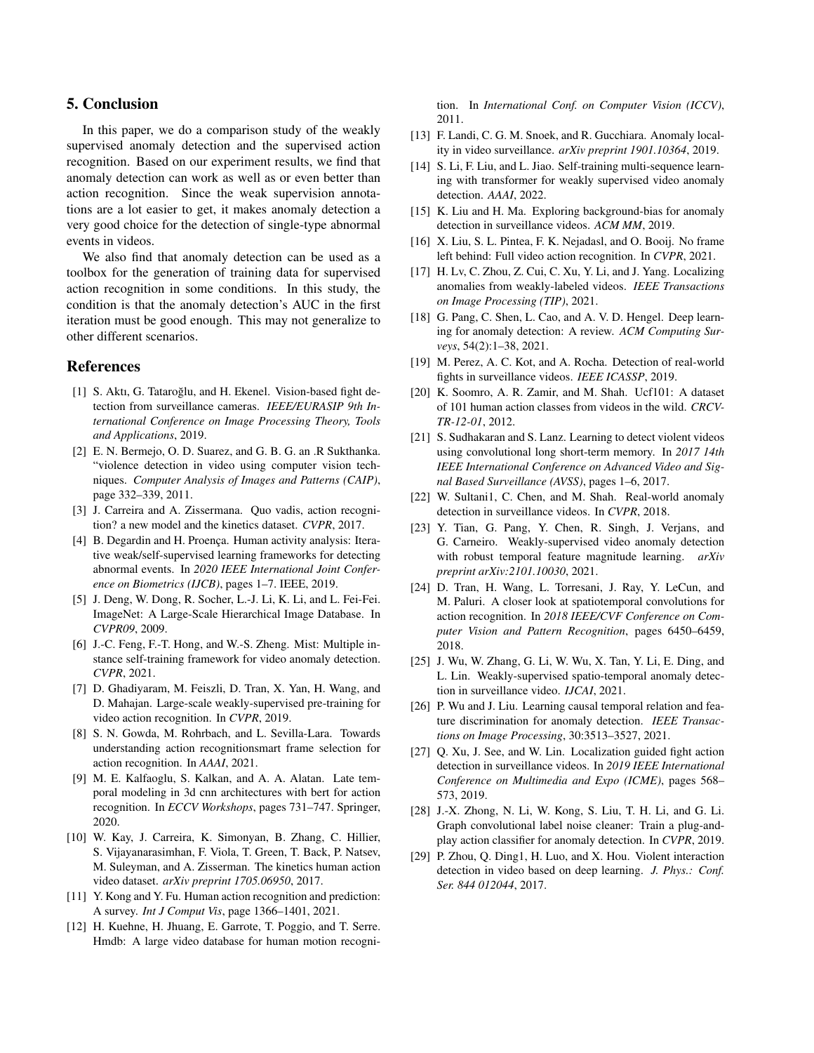## 5. Conclusion

In this paper, we do a comparison study of the weakly supervised anomaly detection and the supervised action recognition. Based on our experiment results, we find that anomaly detection can work as well as or even better than action recognition. Since the weak supervision annotations are a lot easier to get, it makes anomaly detection a very good choice for the detection of single-type abnormal events in videos.

We also find that anomaly detection can be used as a toolbox for the generation of training data for supervised action recognition in some conditions. In this study, the condition is that the anomaly detection's AUC in the first iteration must be good enough. This may not generalize to other different scenarios.

## References

[1] S. Aktı, G. Tataroğlu, and H. Ekenel. Vision-based fight detection from surveillance cameras. *IEEE/EURASIP 9th International Conference on Image Processing Theory, Tools and Applications*, 2019.

[2] E. N. Bermejo, O. D. Suarez, and G. B. G. an .R Sukthanka. "violence detection in video using computer vision techniques. *Computer Analysis of Images and Patterns (CAIP)*, page 332–339, 2011.

[3] J. Carreira and A. Zissermana. Quo vadis, action recognition? a new model and the kinetics dataset. *CVPR*, 2017.

[4] B. Degardin and H. Proença. Human activity analysis: Iterative weak/self-supervised learning frameworks for detecting abnormal events. In *2020 IEEE International Joint Conference on Biometrics (IJCB)*, pages 1–7. IEEE, 2019.

[5] J. Deng, W. Dong, R. Socher, L.-J. Li, K. Li, and L. Fei-Fei. ImageNet: A Large-Scale Hierarchical Image Database. In *CVPR09*, 2009.

[6] J.-C. Feng, F.-T. Hong, and W.-S. Zheng. Mist: Multiple instance self-training framework for video anomaly detection. *CVPR*, 2021.

[7] D. Ghadiyaram, M. Feiszli, D. Tran, X. Yan, H. Wang, and D. Mahajan. Large-scale weakly-supervised pre-training for video action recognition. In *CVPR*, 2019.

[8] S. N. Gowda, M. Rohrbach, and L. Sevilla-Lara. Towards understanding action recognitionsmart frame selection for action recognition. In *AAAI*, 2021.

[9] M. E. Kalfaoglu, S. Kalkan, and A. A. Alatan. Late temporal modeling in 3d cnn architectures with bert for action recognition. In *ECCV Workshops*, pages 731–747. Springer, 2020.

[10] W. Kay, J. Carreira, K. Simonyan, B. Zhang, C. Hillier, S. Vijayanarasimhan, F. Viola, T. Green, T. Back, P. Natsev, M. Suleyman, and A. Zisserman. The kinetics human action video dataset. *arXiv preprint 1705.06950*, 2017.

[11] Y. Kong and Y. Fu. Human action recognition and prediction: A survey. *Int J Comput Vis*, page 1366–1401, 2021.

[12] H. Kuehne, H. Jhuang, E. Garrote, T. Poggio, and T. Serre. Hmdb: A large video database for human motion recognition. In *International Conf. on Computer Vision (ICCV)*, 2011.

[13] F. Landi, C. G. M. Snoek, and R. Gucchiara. Anomaly locality in video surveillance. *arXiv preprint 1901.10364*, 2019.

[14] S. Li, F. Liu, and L. Jiao. Self-training multi-sequence learning with transformer for weakly supervised video anomaly detection. *AAAI*, 2022.

[15] K. Liu and H. Ma. Exploring background-bias for anomaly detection in surveillance videos. *ACM MM*, 2019.

[16] X. Liu, S. L. Pintea, F. K. Nejadasl, and O. Booij. No frame left behind: Full video action recognition. In *CVPR*, 2021.

[17] H. Lv, C. Zhou, Z. Cui, C. Xu, Y. Li, and J. Yang. Localizing anomalies from weakly-labeled videos. *IEEE Transactions on Image Processing (TIP)*, 2021.

[18] G. Pang, C. Shen, L. Cao, and A. V. D. Hengel. Deep learning for anomaly detection: A review. *ACM Computing Surveys*, 54(2):1–38, 2021.

[19] M. Perez, A. C. Kot, and A. Rocha. Detection of real-world fights in surveillance videos. *IEEE ICASSP*, 2019.

[20] K. Soomro, A. R. Zamir, and M. Shah. Ucf101: A dataset of 101 human action classes from videos in the wild. *CRCV-TR-12-01*, 2012.

[21] S. Sudhakaran and S. Lanz. Learning to detect violent videos using convolutional long short-term memory. In *2017 14th IEEE International Conference on Advanced Video and Signal Based Surveillance (AVSS)*, pages 1–6, 2017.

[22] W. Sultani1, C. Chen, and M. Shah. Real-world anomaly detection in surveillance videos. In *CVPR*, 2018.

[23] Y. Tian, G. Pang, Y. Chen, R. Singh, J. Verjans, and G. Carneiro. Weakly-supervised video anomaly detection with robust temporal feature magnitude learning. *arXiv preprint arXiv:2101.10030*, 2021.

[24] D. Tran, H. Wang, L. Torresani, J. Ray, Y. LeCun, and M. Paluri. A closer look at spatiotemporal convolutions for action recognition. In *2018 IEEE/CVF Conference on Computer Vision and Pattern Recognition*, pages 6450–6459, 2018.

[25] J. Wu, W. Zhang, G. Li, W. Wu, X. Tan, Y. Li, E. Ding, and L. Lin. Weakly-supervised spatio-temporal anomaly detection in surveillance video. *IJCAI*, 2021.

[26] P. Wu and J. Liu. Learning causal temporal relation and feature discrimination for anomaly detection. *IEEE Transactions on Image Processing*, 30:3513–3527, 2021.

[27] Q. Xu, J. See, and W. Lin. Localization guided fight action detection in surveillance videos. In *2019 IEEE International Conference on Multimedia and Expo (ICME)*, pages 568–573, 2019.

[28] J.-X. Zhong, N. Li, W. Kong, S. Liu, T. H. Li, and G. Li. Graph convolutional label noise cleaner: Train a plug-and-play action classifier for anomaly detection. In *CVPR*, 2019.

[29] P. Zhou, Q. Ding1, H. Luo, and X. Hou. Violent interaction detection in video based on deep learning. *J. Phys.: Conf. Ser. 844 012044*, 2017.